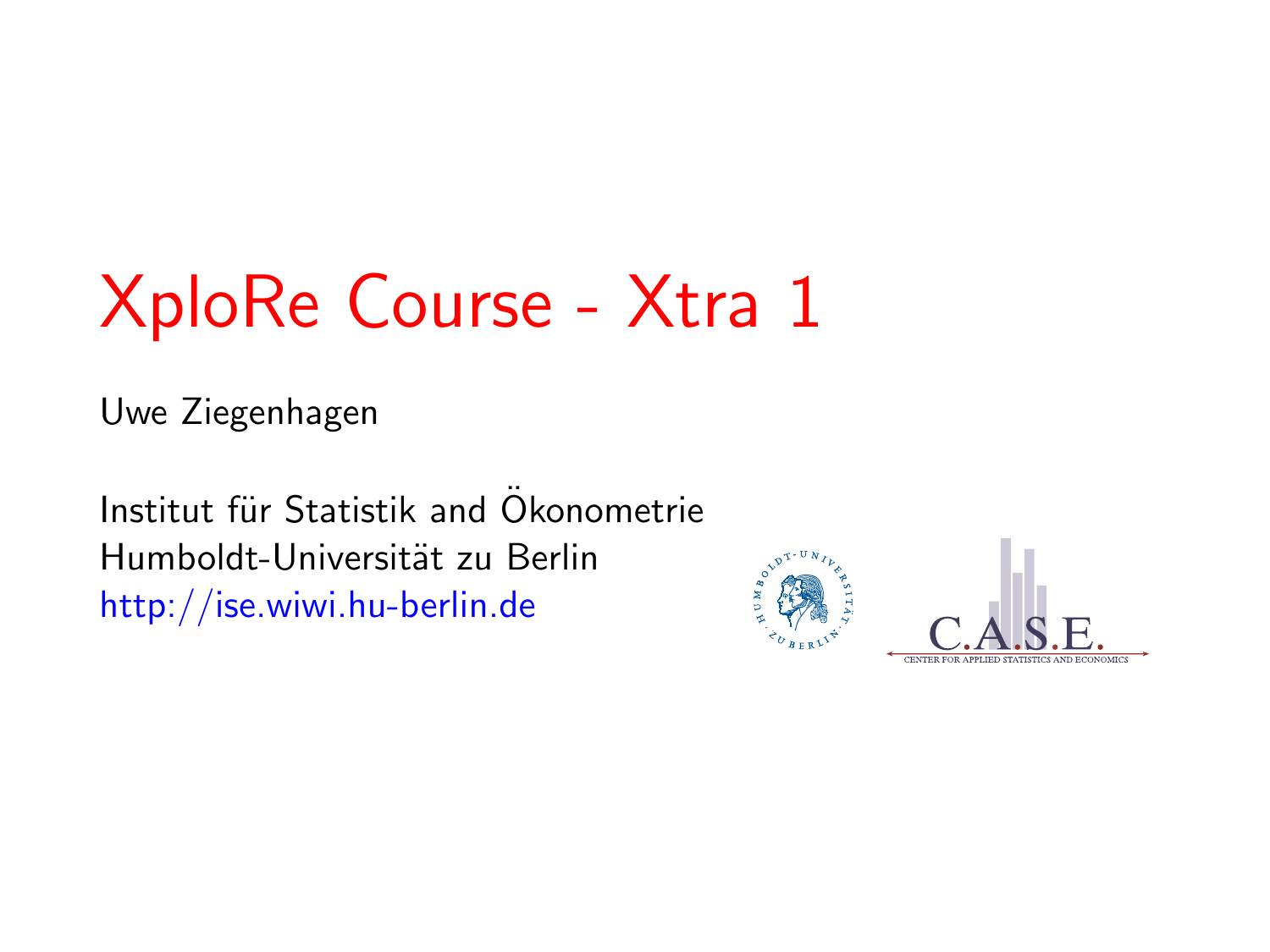# XploRe Course - Xtra 1

Uwe Ziegenhagen

Institut für Statistik and Ökonometrie
Humboldt-Universität zu Berlin
http://ise.wiwi.hu-berlin.de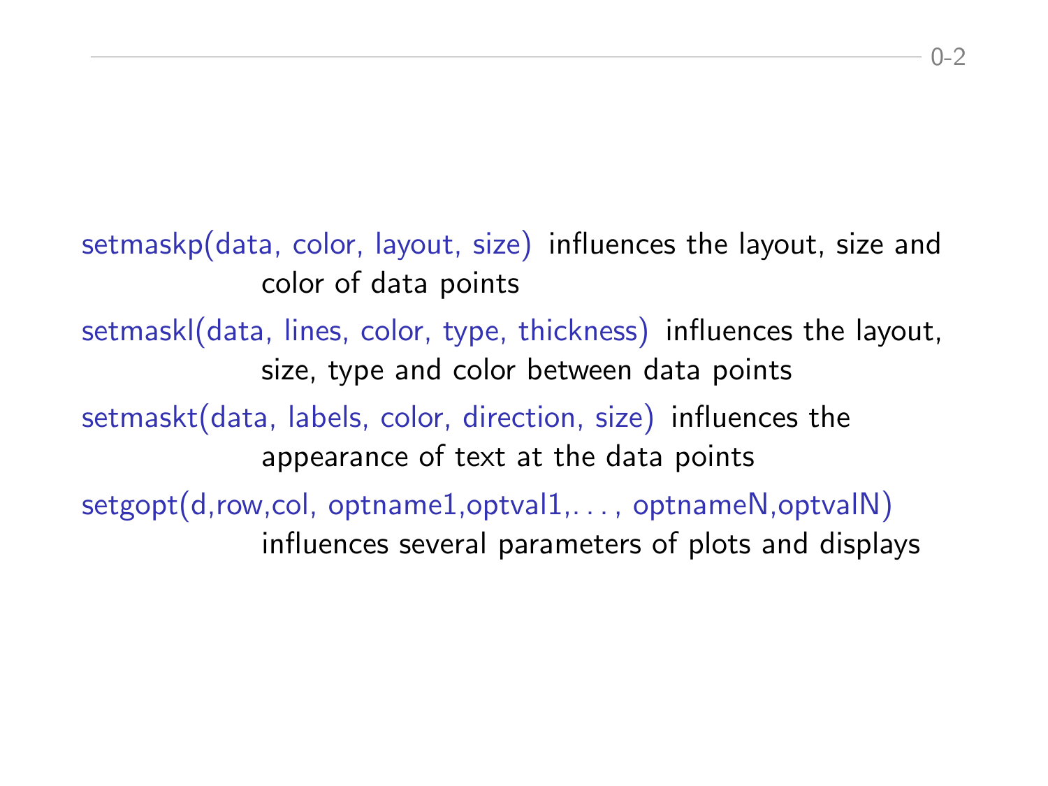setmaskp(data, color, layout, size) influences the layout, size and color of data points

setmaskl(data, lines, color, type, thickness) influences the layout, size, type and color between data points

setmaskt(data, labels, color, direction, size) influences the appearance of text at the data points

setgopt(d,row,col, optname1,optval1,. . . , optnameN,optvalN) influences several parameters of plots and displays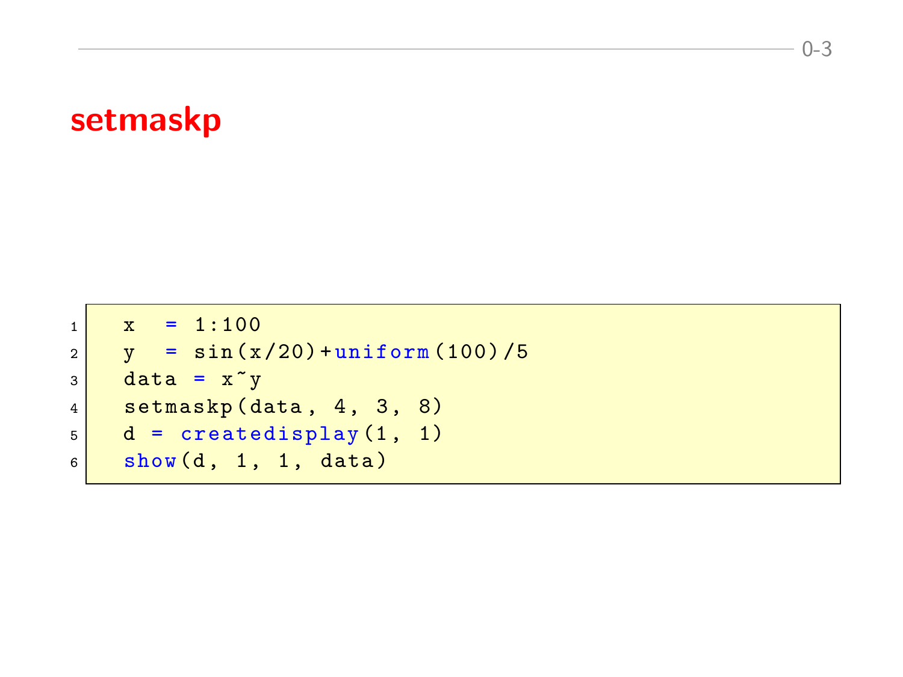# setmaskp

```
x   = 1:100
y   = sin(x/20)+uniform(100)/5
data = x~y
setmaskp(data, 4, 3, 8)
d = createdisplay(1, 1)
show(d, 1, 1, data)
```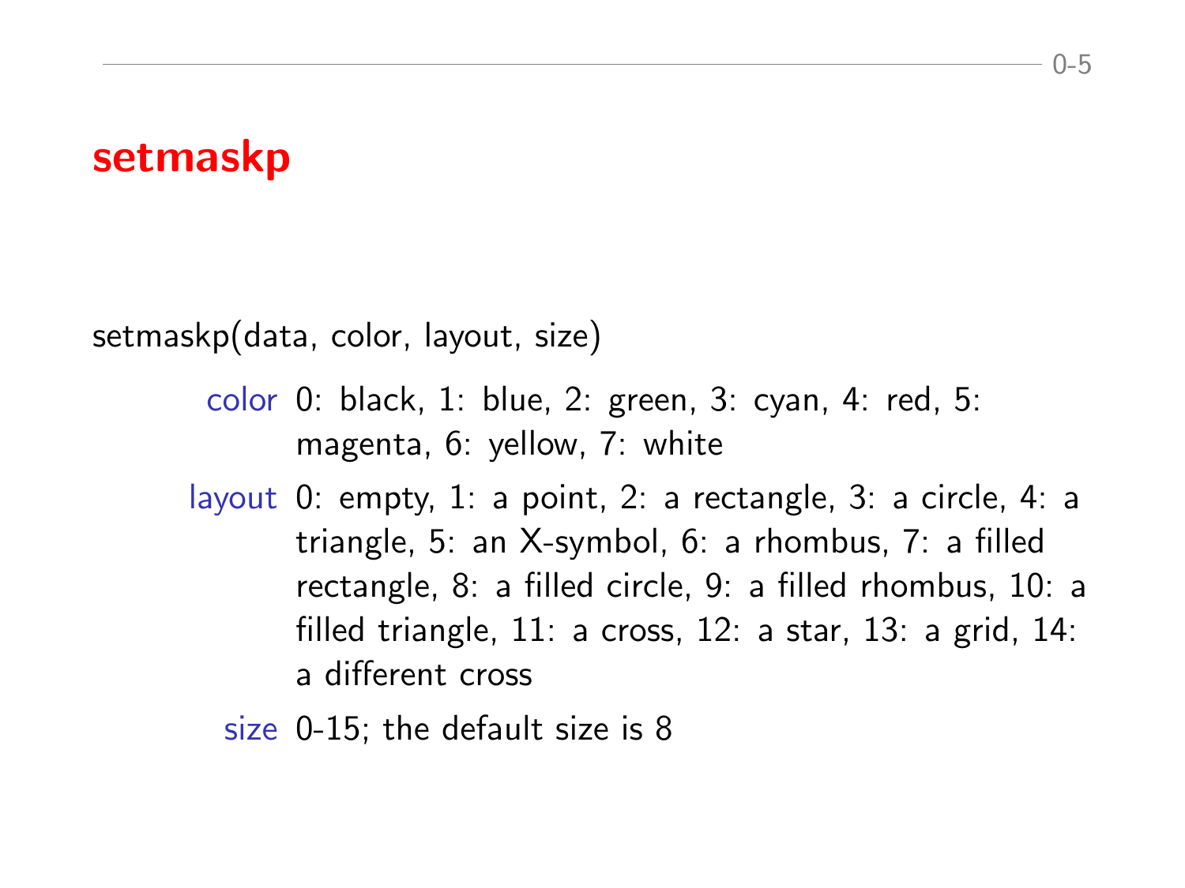# setmaskp

setmaskp(data, color, layout, size)

- **color** 0: black, 1: blue, 2: green, 3: cyan, 4: red, 5: magenta, 6: yellow, 7: white
- **layout** 0: empty, 1: a point, 2: a rectangle, 3: a circle, 4: a triangle, 5: an X-symbol, 6: a rhombus, 7: a filled rectangle, 8: a filled circle, 9: a filled rhombus, 10: a filled triangle, 11: a cross, 12: a star, 13: a grid, 14: a different cross
- **size** 0-15; the default size is 8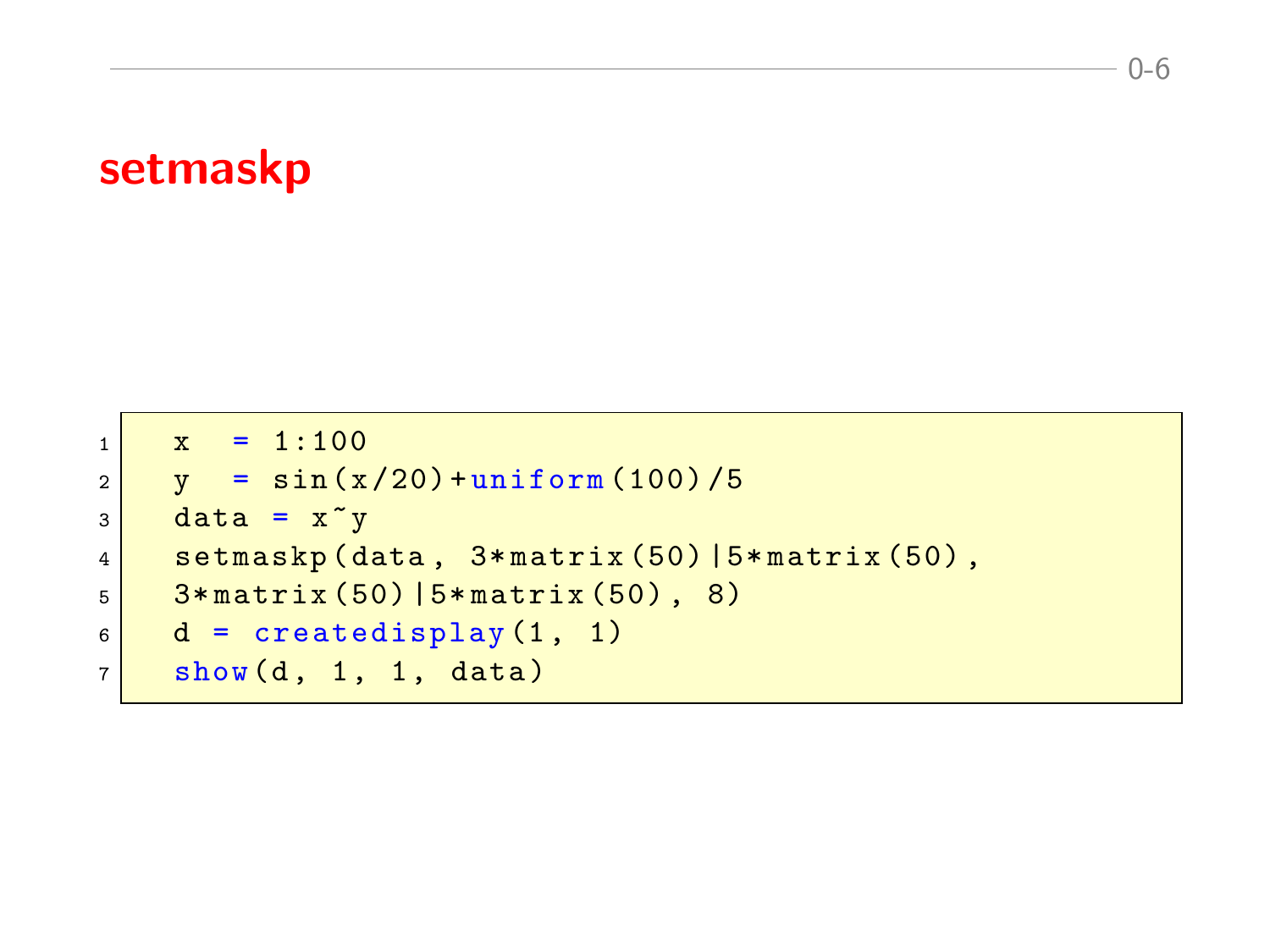# setmaskp

```
x  = 1:100
y  = sin(x/20)+uniform(100)/5
data = x~y
setmaskp(data, 3*matrix(50)|5*matrix(50),
3*matrix(50)|5*matrix(50), 8)
d = createdisplay(1, 1)
show(d, 1, 1, data)
```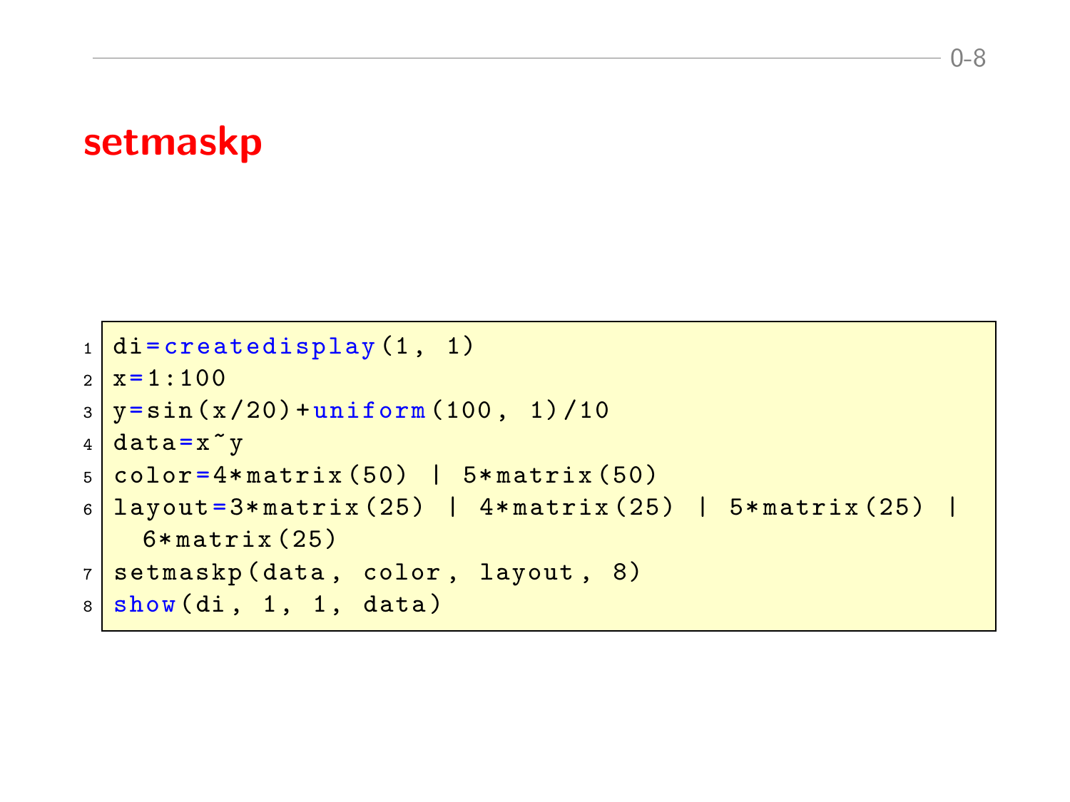# setmaskp

```
di=createdisplay(1, 1)
x=1:100
y=sin(x/20)+uniform(100, 1)/10
data=x~y
color=4*matrix(50) | 5*matrix(50)
layout=3*matrix(25) | 4*matrix(25) | 5*matrix(25) |
  6*matrix(25)
setmaskp(data, color, layout, 8)
show(di, 1, 1, data)
```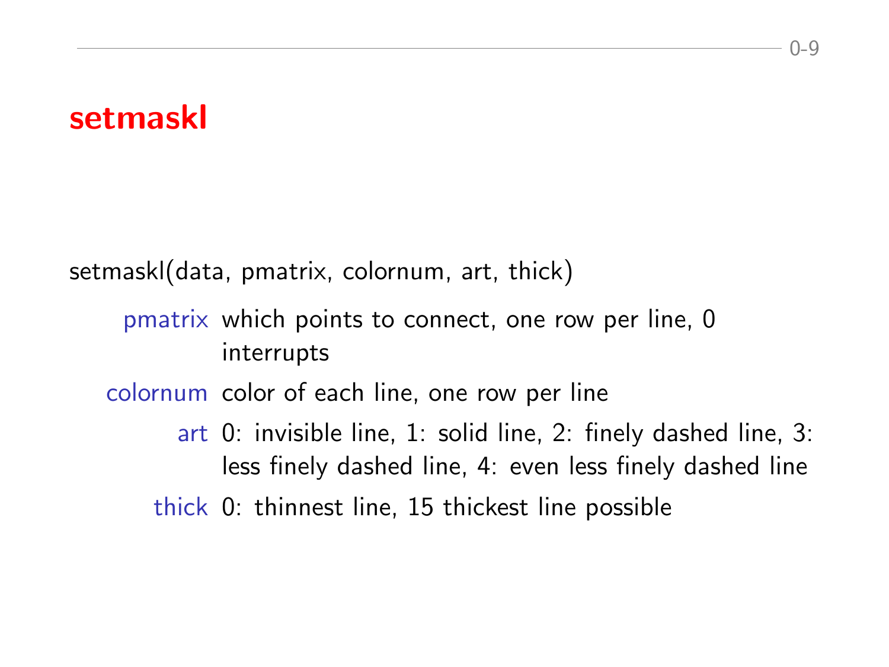# setmaskl

setmaskl(data, pmatrix, colornum, art, thick)

- **pmatrix** which points to connect, one row per line, 0 interrupts
- **colornum** color of each line, one row per line
- **art** 0: invisible line, 1: solid line, 2: finely dashed line, 3: less finely dashed line, 4: even less finely dashed line
- **thick** 0: thinnest line, 15 thickest line possible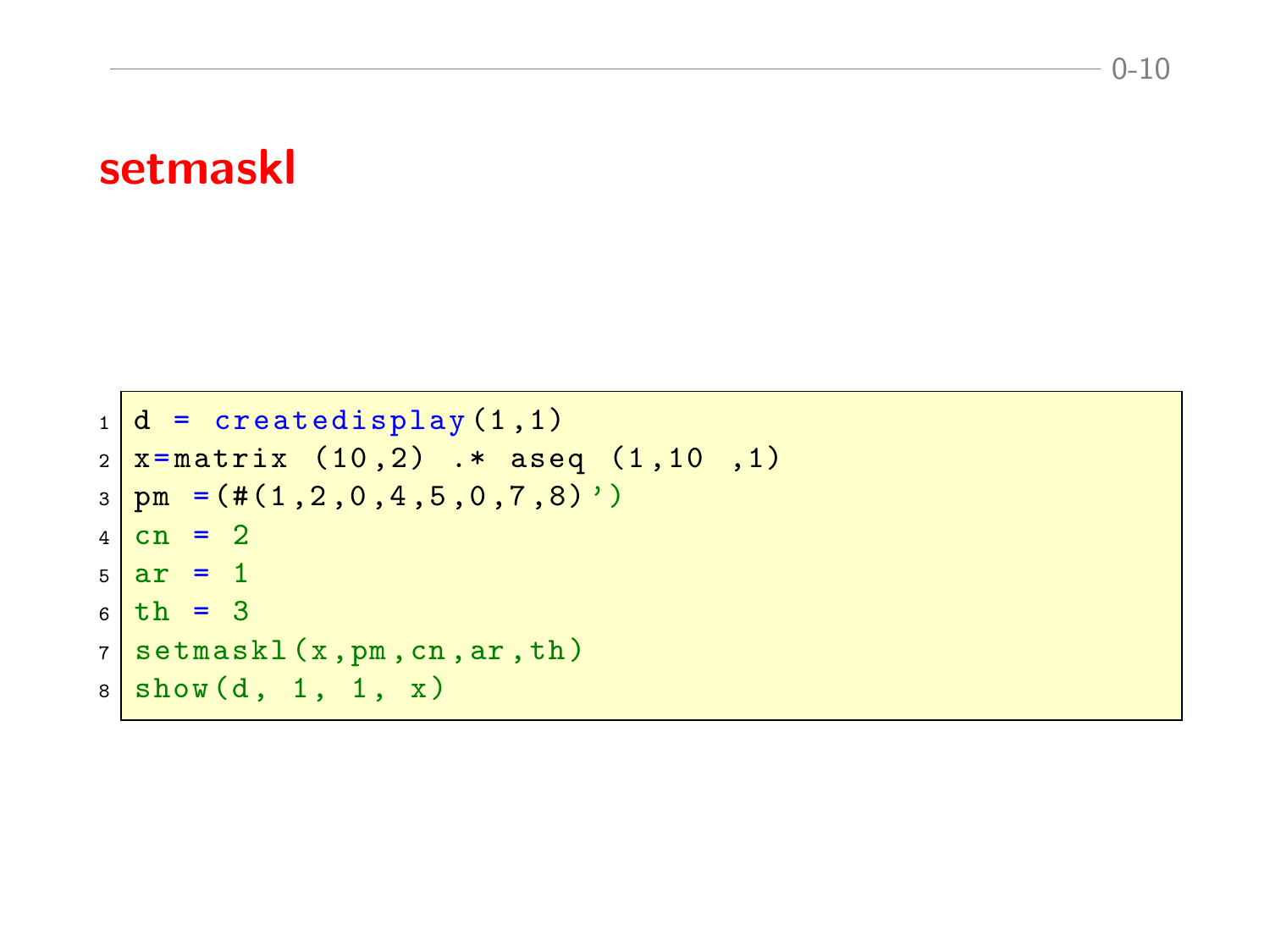## setmaskl

```
d = createdisplay(1,1)
x=matrix (10,2) .* aseq (1,10 ,1)
pm =(#(1,2,0,4,5,0,7,8)')
cn = 2
ar = 1
th = 3
setmaskl(x,pm,cn,ar,th)
show(d, 1, 1, x)
```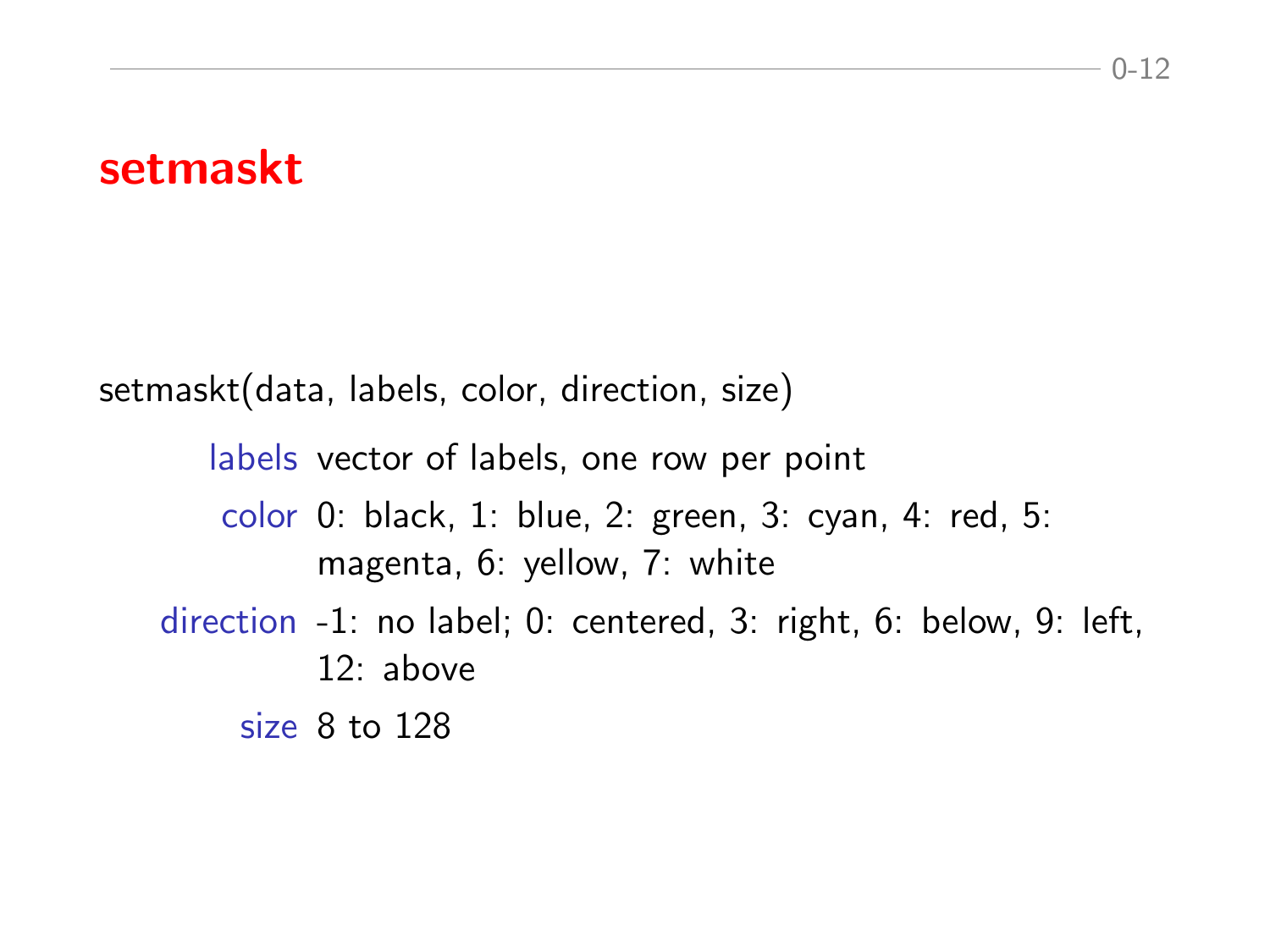# setmaskt

setmaskt(data, labels, color, direction, size)

| | |
|---|---|
| labels | vector of labels, one row per point |
| color | 0: black, 1: blue, 2: green, 3: cyan, 4: red, 5: magenta, 6: yellow, 7: white |
| direction | -1: no label; 0: centered, 3: right, 6: below, 9: left, 12: above |
| size | 8 to 128 |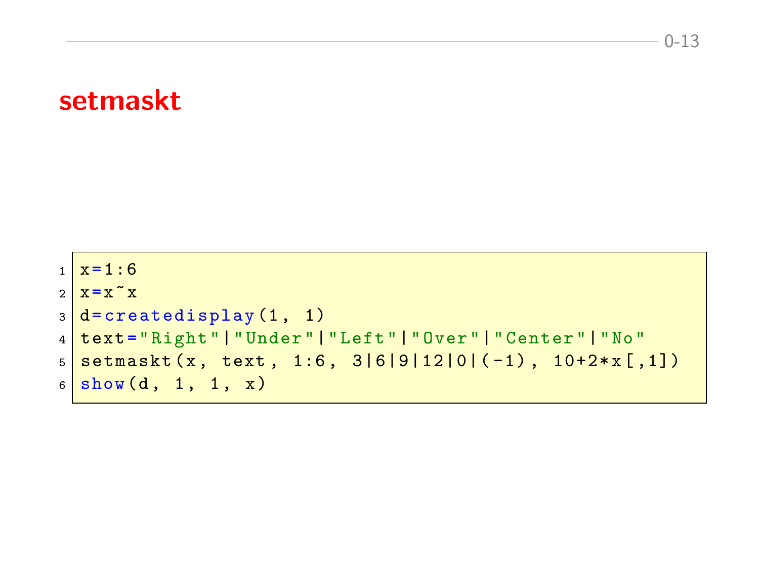## setmaskt

```
x=1:6
x=x~x
d=createdisplay(1, 1)
text="Right"|"Under"|"Left"|"Over"|"Center"|"No"
setmaskt(x, text, 1:6, 3|6|9|12|0|(-1), 10+2*x[,1])
show(d, 1, 1, x)
```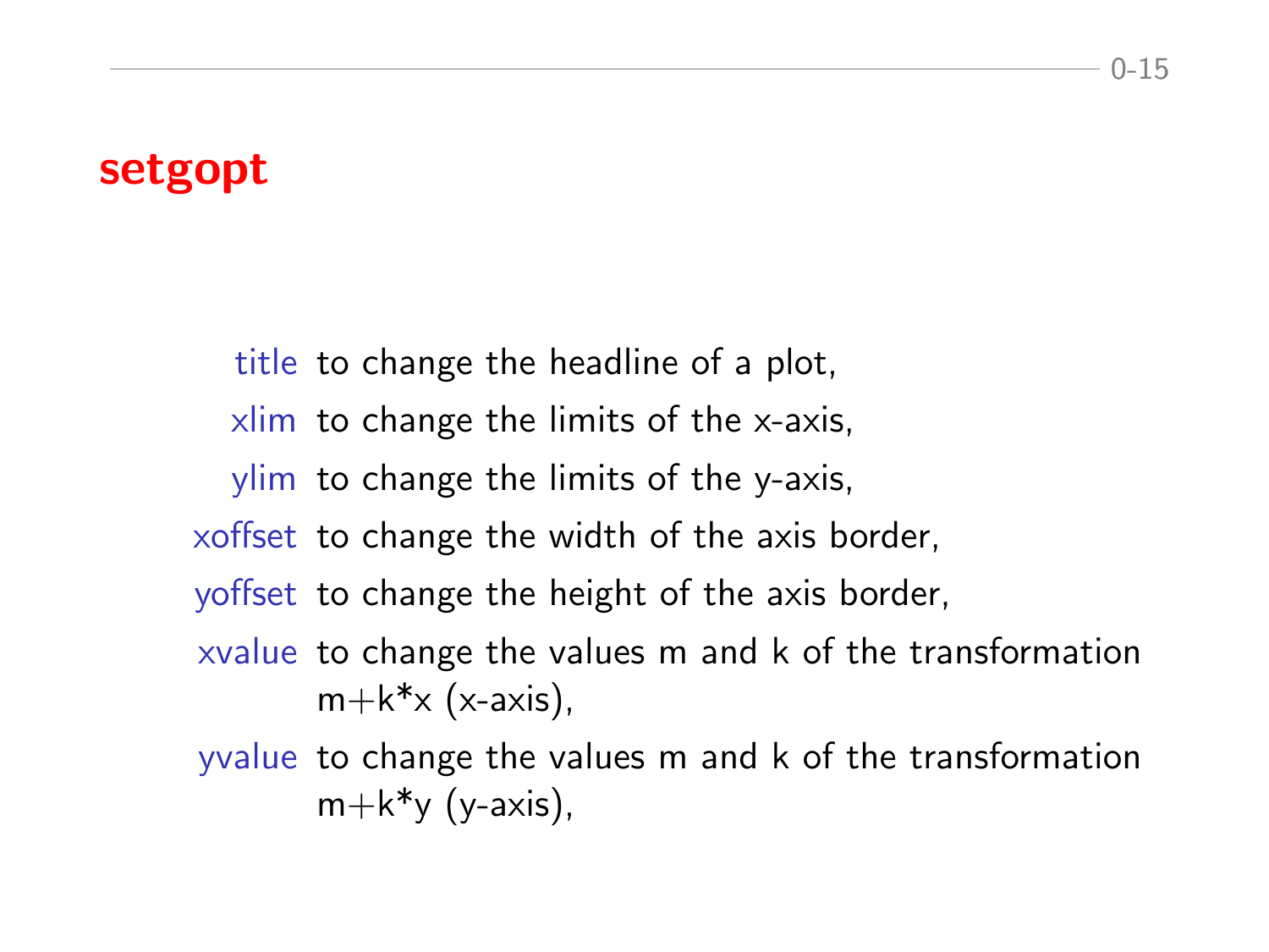# setgopt

| | |
|---|---|
| title | to change the headline of a plot, |
| xlim | to change the limits of the x-axis, |
| ylim | to change the limits of the y-axis, |
| xoffset | to change the width of the axis border, |
| yoffset | to change the height of the axis border, |
| xvalue | to change the values m and k of the transformation m+k*x (x-axis), |
| yvalue | to change the values m and k of the transformation m+k*y (y-axis), |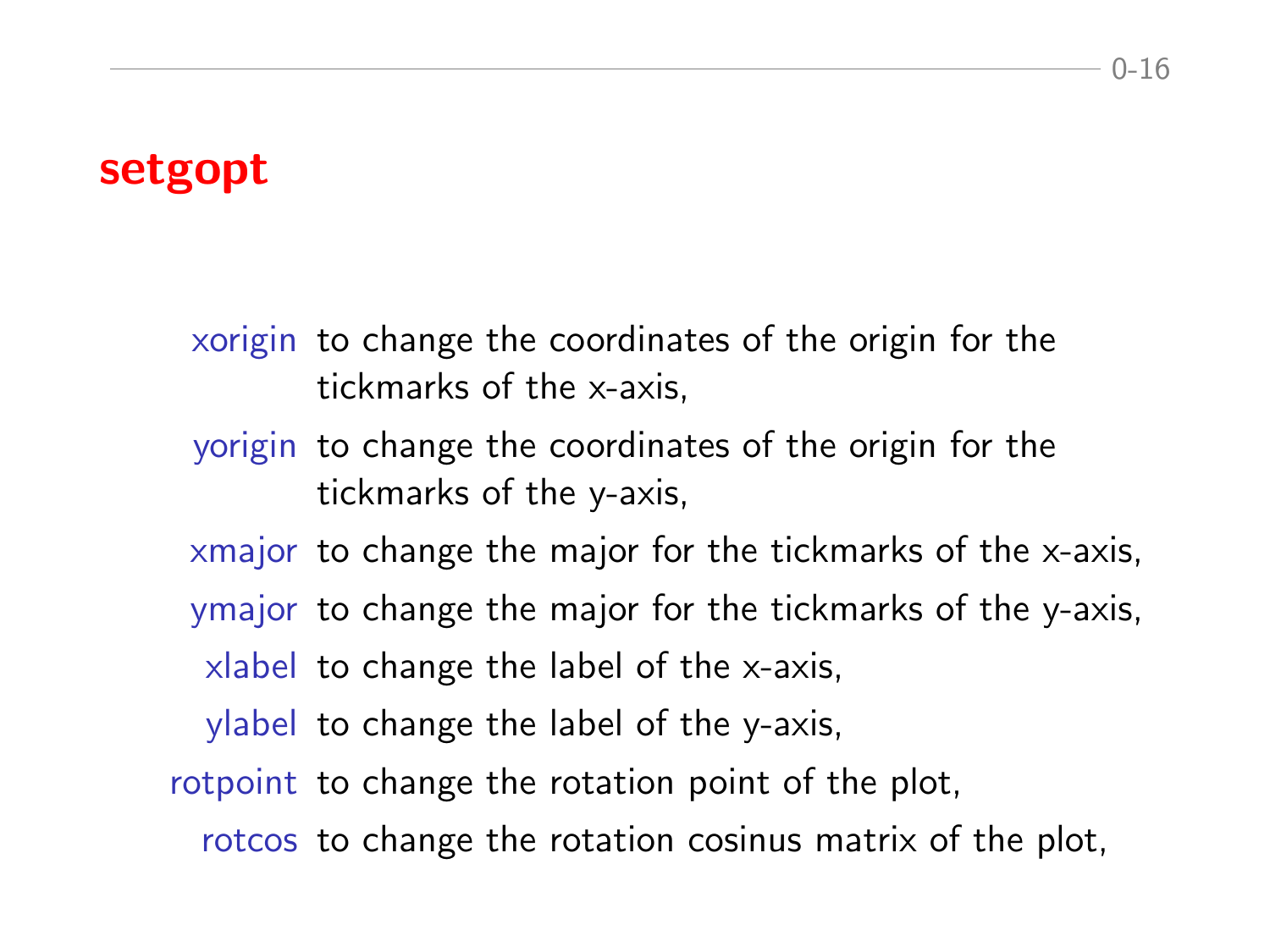# setgopt

- **xorigin** to change the coordinates of the origin for the tickmarks of the x-axis,
- **yorigin** to change the coordinates of the origin for the tickmarks of the y-axis,
- **xmajor** to change the major for the tickmarks of the x-axis,
- **ymajor** to change the major for the tickmarks of the y-axis,
- **xlabel** to change the label of the x-axis,
- **ylabel** to change the label of the y-axis,
- **rotpoint** to change the rotation point of the plot,
- **rotcos** to change the rotation cosinus matrix of the plot,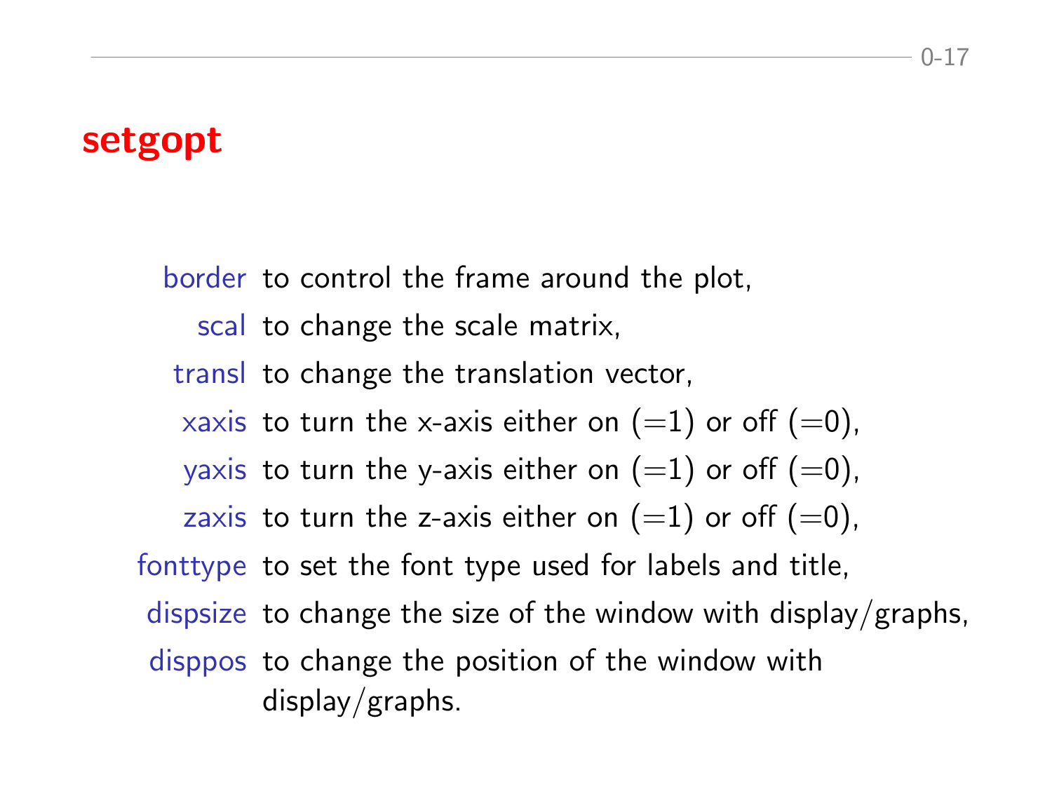# setgopt

- **border** to control the frame around the plot,
- **scal** to change the scale matrix,
- **transl** to change the translation vector,
- **xaxis** to turn the x-axis either on (=1) or off (=0),
- **yaxis** to turn the y-axis either on (=1) or off (=0),
- **zaxis** to turn the z-axis either on (=1) or off (=0),
- **fonttype** to set the font type used for labels and title,
- **dispsize** to change the size of the window with display/graphs,
- **disppos** to change the position of the window with display/graphs.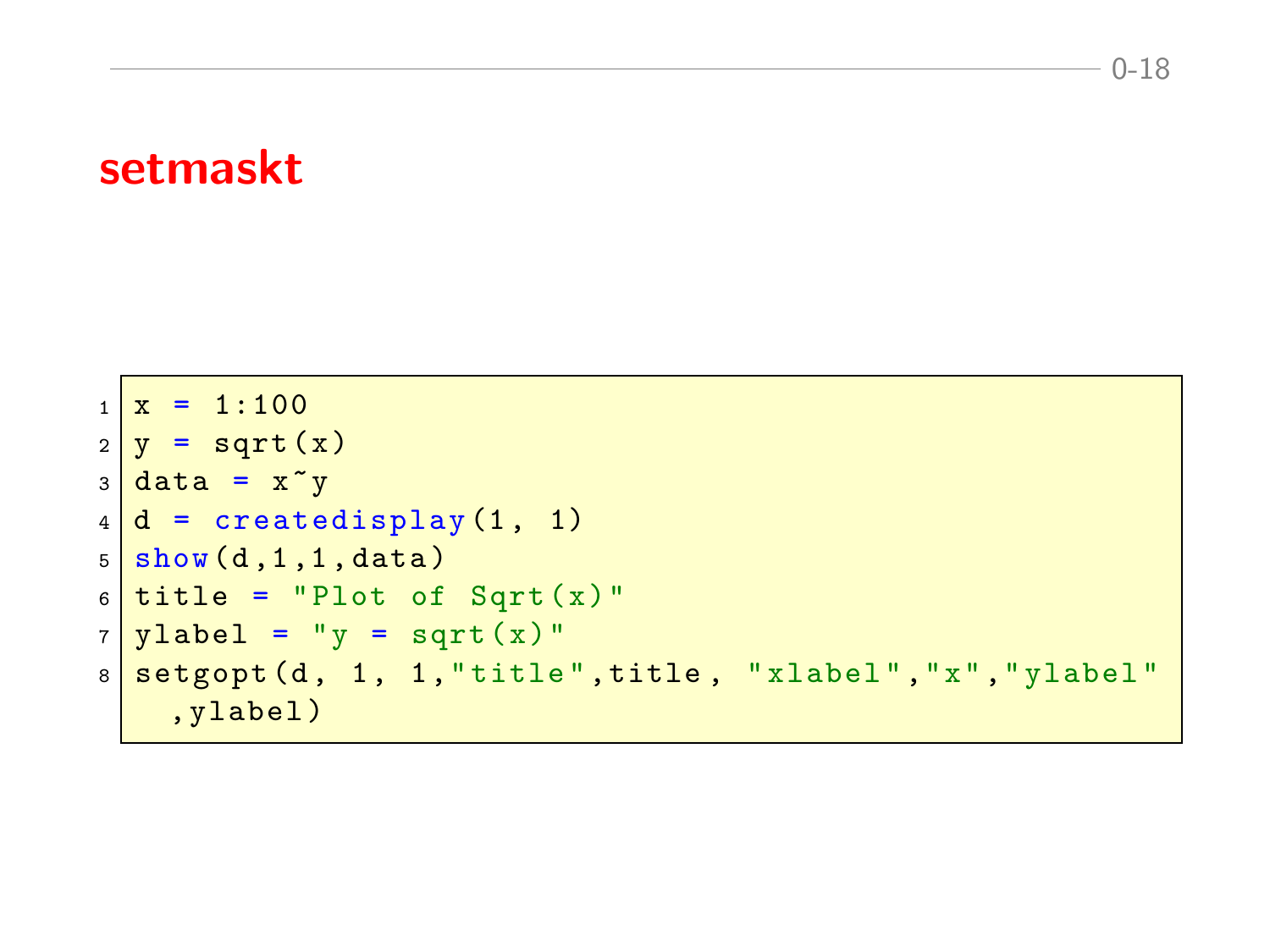## setmaskt

```
x = 1:100
y = sqrt(x)
data = x~y
d = createdisplay(1, 1)
show(d,1,1,data)
title = "Plot of Sqrt(x)"
ylabel = "y = sqrt(x)"
setgopt(d, 1, 1,"title",title, "xlabel","x","ylabel"
  ,ylabel)
```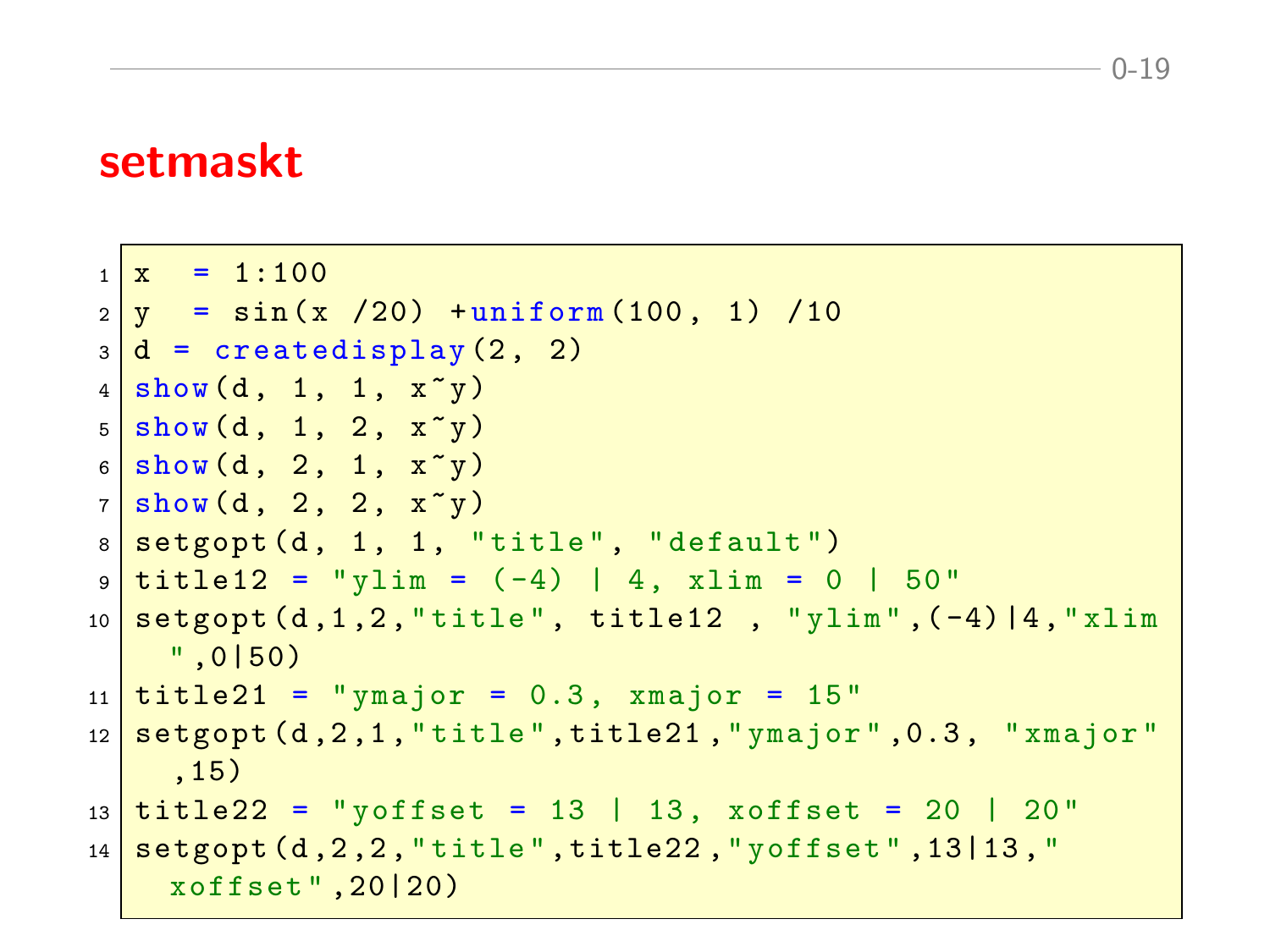## setmaskt

```
x  = 1:100
y  = sin(x /20) +uniform(100, 1) /10
d = createdisplay(2, 2)
show(d, 1, 1, x~y)
show(d, 1, 2, x~y)
show(d, 2, 1, x~y)
show(d, 2, 2, x~y)
setgopt(d, 1, 1, "title", "default")
title12 = "ylim = (-4) | 4, xlim = 0 | 50"
setgopt(d,1,2,"title", title12 , "ylim",(-4)|4,"xlim",0|50)
title21 = "ymajor = 0.3, xmajor = 15"
setgopt(d,2,1,"title",title21,"ymajor",0.3, "xmajor",15)
title22 = "yoffset = 13 | 13, xoffset = 20 | 20"
setgopt(d,2,2,"title",title22,"yoffset",13|13,"xoffset",20|20)
```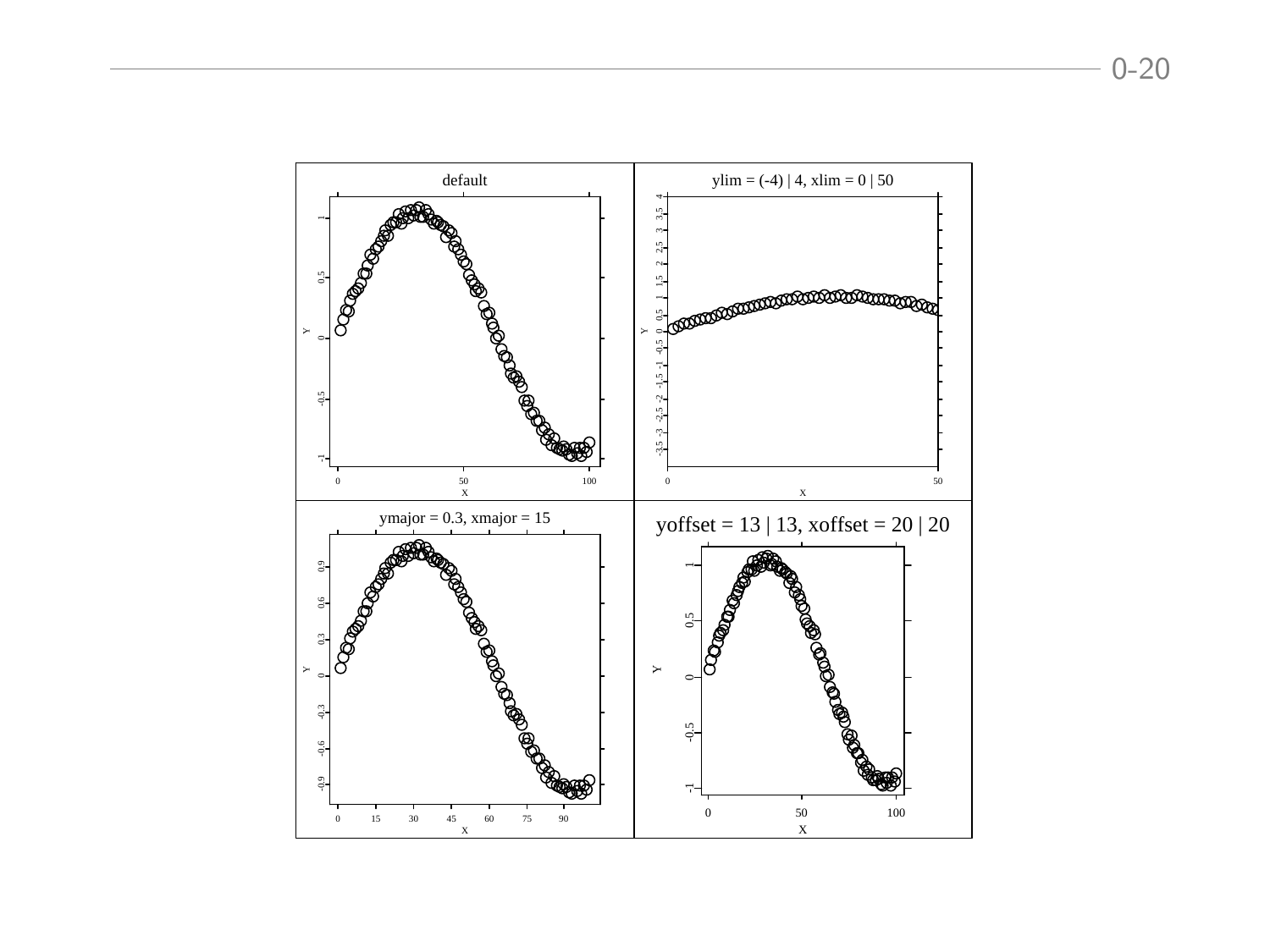default

ylim = (-4) | 4, xlim = 0 | 50

ymajor = 0.3, xmajor = 15

yoffset = 13 | 13, xoffset = 20 | 20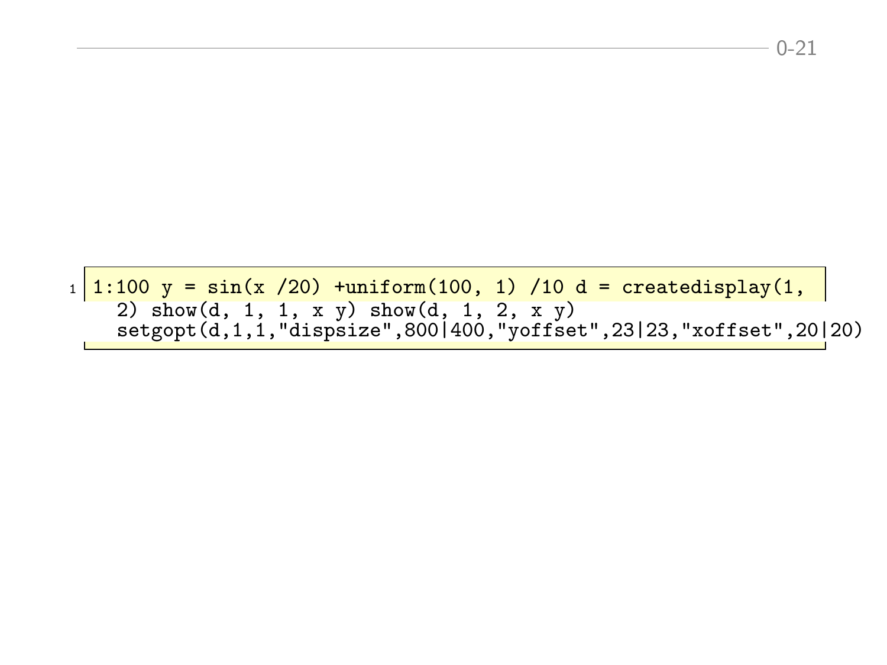```
1:100 y = sin(x /20) +uniform(100, 1) /10 d = createdisplay(1,
  2) show(d, 1, 1, x y) show(d, 1, 2, x y)
  setgopt(d,1,1,"dispsize",800|400,"yoffset",23|23,"xoffset",20|20)
```